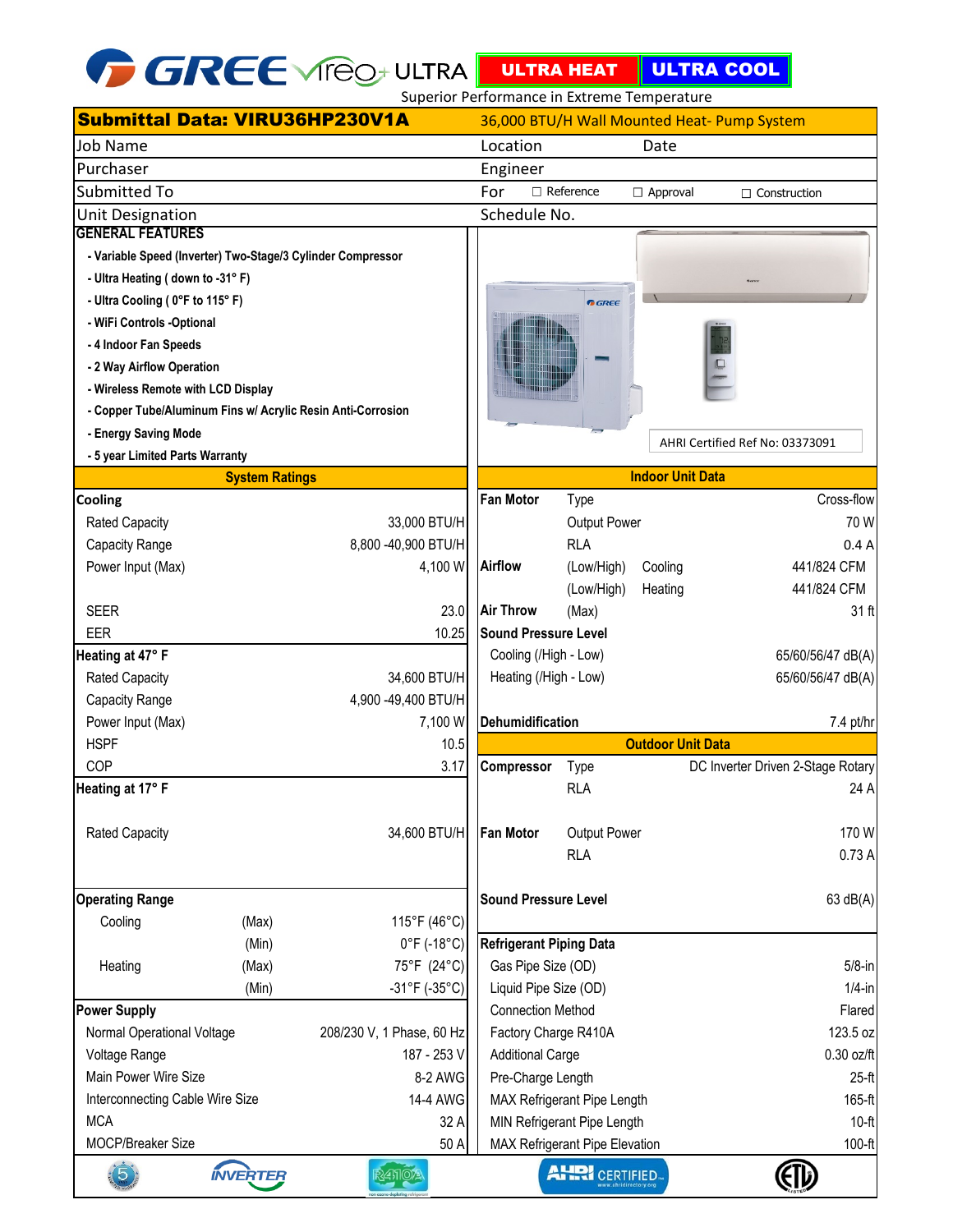# GREE Vireo+ ULTRA

**ULTRA HEAT** | **ULTRA COOL**

Superior Performance in Extreme Temperature

## Submittal Data: VIRU36HP230V1A

36,000 BTU/H Wall Mounted Heat- Pump System

| | |
|---|---|
| Job Name | Location / Date |
| Purchaser | Engineer |
| Submitted To | For ☐ Reference ☐ Approval ☐ Construction |
| Unit Designation | Schedule No. |

### GENERAL FEATURES

- Variable Speed (Inverter) Two-Stage/3 Cylinder Compressor
- Ultra Heating ( down to -31° F)
- Ultra Cooling ( 0°F to 115° F)
- WiFi Controls -Optional
- 4 Indoor Fan Speeds
- 2 Way Airflow Operation
- Wireless Remote with LCD Display
- Copper Tube/Aluminum Fins w/ Acrylic Resin Anti-Corrosion
- Energy Saving Mode
- 5 year Limited Parts Warranty

AHRI Certified Ref No: 03373091

### System Ratings

| | | |
|---|---|---|
| **Cooling** | | |
| Rated Capacity | | 33,000 BTU/H |
| Capacity Range | | 8,800 -40,900 BTU/H |
| Power Input (Max) | | 4,100 W |
| SEER | | 23.0 |
| EER | | 10.25 |
| **Heating at 47° F** | | |
| Rated Capacity | | 34,600 BTU/H |
| Capacity Range | | 4,900 -49,400 BTU/H |
| Power Input (Max) | | 7,100 W |
| HSPF | | 10.5 |
| COP | | 3.17 |
| **Heating at 17° F** | | |
| Rated Capacity | | 34,600 BTU/H |
| **Operating Range** | | |
| Cooling | (Max) | 115°F (46°C) |
| | (Min) | 0°F (-18°C) |
| Heating | (Max) | 75°F (24°C) |
| | (Min) | -31°F (-35°C) |
| **Power Supply** | | |
| Normal Operational Voltage | | 208/230 V, 1 Phase, 60 Hz |
| Voltage Range | | 187 - 253 V |
| Main Power Wire Size | | 8-2 AWG |
| Interconnecting Cable Wire Size | | 14-4 AWG |
| MCA | | 32 A |
| MOCP/Breaker Size | | 50 A |

### Indoor Unit Data

| | | | |
|---|---|---|---|
| **Fan Motor** | Type | | Cross-flow |
| | Output Power | | 70 W |
| | RLA | | 0.4 A |
| **Airflow** | (Low/High) | Cooling | 441/824 CFM |
| | (Low/High) | Heating | 441/824 CFM |
| **Air Throw** | (Max) | | 31 ft |
| **Sound Pressure Level** | | | |
| Cooling (/High - Low) | | | 65/60/56/47 dB(A) |
| Heating (/High - Low) | | | 65/60/56/47 dB(A) |
| **Dehumidification** | | | 7.4 pt/hr |

### Outdoor Unit Data

| | | |
|---|---|---|
| **Compressor** | Type | DC Inverter Driven 2-Stage Rotary |
| | RLA | 24 A |
| **Fan Motor** | Output Power | 170 W |
| | RLA | 0.73 A |
| **Sound Pressure Level** | | 63 dB(A) |

### Refrigerant Piping Data

| | |
|---|---|
| Gas Pipe Size (OD) | 5/8-in |
| Liquid Pipe Size (OD) | 1/4-in |
| Connection Method | Flared |
| Factory Charge R410A | 123.5 oz |
| Additional Carge | 0.30 oz/ft |
| Pre-Charge Length | 25-ft |
| MAX Refrigerant Pipe Length | 165-ft |
| MIN Refrigerant Pipe Length | 10-ft |
| MAX Refrigerant Pipe Elevation | 100-ft |

INVERTER | R410A | AHRI CERTIFIED | ETL LISTED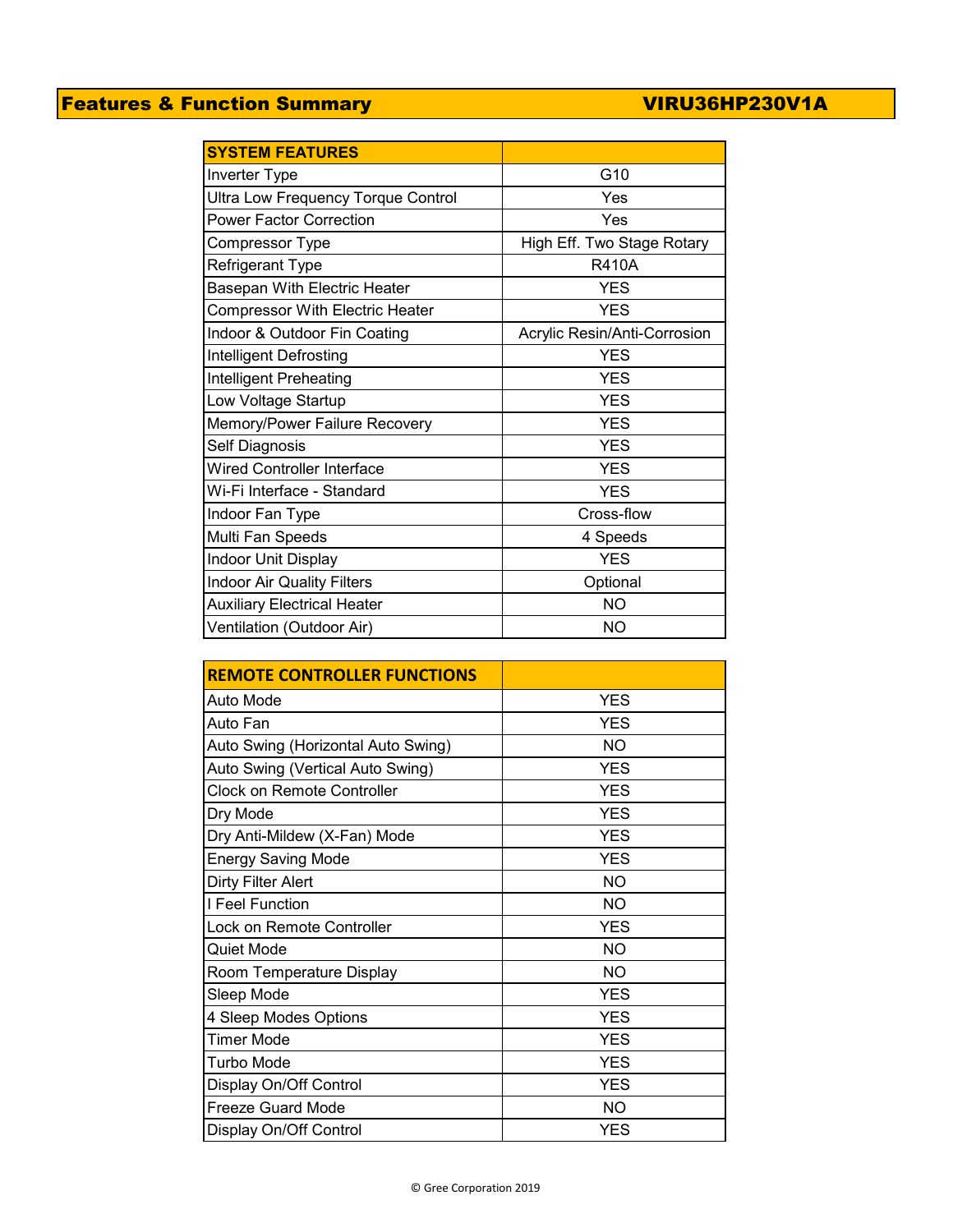## Features & Function Summary VIRU36HP230V1A

| SYSTEM FEATURES | |
|---|---|
| Inverter Type | G10 |
| Ultra Low Frequency Torque Control | Yes |
| Power Factor Correction | Yes |
| Compressor Type | High Eff. Two Stage Rotary |
| Refrigerant Type | R410A |
| Basepan With Electric Heater | YES |
| Compressor With Electric Heater | YES |
| Indoor & Outdoor Fin Coating | Acrylic Resin/Anti-Corrosion |
| Intelligent Defrosting | YES |
| Intelligent Preheating | YES |
| Low Voltage Startup | YES |
| Memory/Power Failure Recovery | YES |
| Self Diagnosis | YES |
| Wired Controller Interface | YES |
| Wi-Fi Interface - Standard | YES |
| Indoor Fan Type | Cross-flow |
| Multi Fan Speeds | 4 Speeds |
| Indoor Unit Display | YES |
| Indoor Air Quality Filters | Optional |
| Auxiliary Electrical Heater | NO |
| Ventilation (Outdoor Air) | NO |

| REMOTE CONTROLLER FUNCTIONS | |
|---|---|
| Auto Mode | YES |
| Auto Fan | YES |
| Auto Swing (Horizontal Auto Swing) | NO |
| Auto Swing (Vertical Auto Swing) | YES |
| Clock on Remote Controller | YES |
| Dry Mode | YES |
| Dry Anti-Mildew (X-Fan) Mode | YES |
| Energy Saving Mode | YES |
| Dirty Filter Alert | NO |
| I Feel Function | NO |
| Lock on Remote Controller | YES |
| Quiet Mode | NO |
| Room Temperature Display | NO |
| Sleep Mode | YES |
| 4 Sleep Modes Options | YES |
| Timer Mode | YES |
| Turbo Mode | YES |
| Display On/Off Control | YES |
| Freeze Guard Mode | NO |
| Display On/Off Control | YES |

© Gree Corporation 2019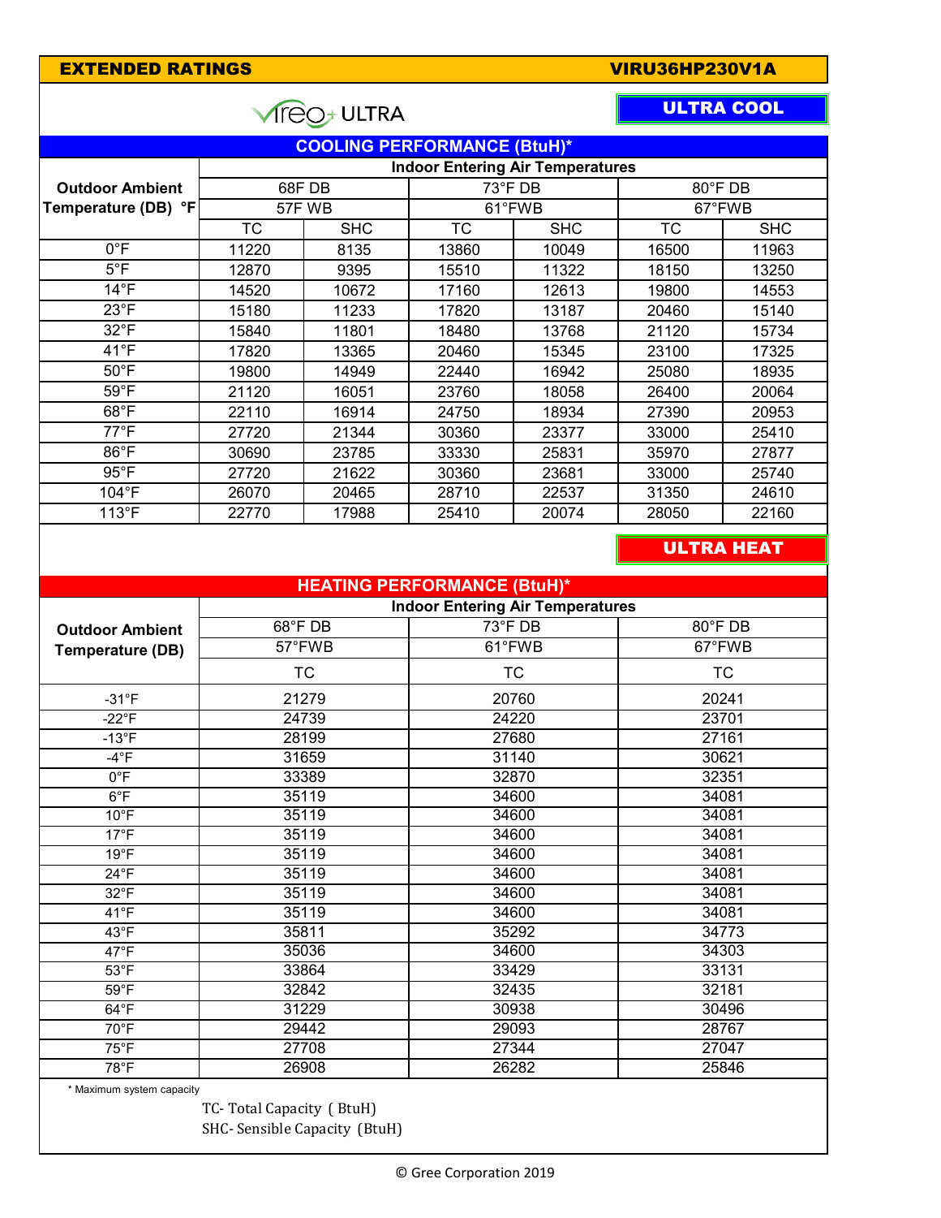# EXTENDED RATINGS — VIRU36HP230V1A

Vireo+ ULTRA

## ULTRA COOL

### COOLING PERFORMANCE (BtuH)*

| Outdoor Ambient Temperature (DB) °F | Indoor Entering Air Temperatures | | | | | |
|---|---|---|---|---|---|---|
| | 68F DB | | 73°F DB | | 80°F DB | |
| | 57F WB | | 61°FWB | | 67°FWB | |
| | TC | SHC | TC | SHC | TC | SHC |
| 0°F | 11220 | 8135 | 13860 | 10049 | 16500 | 11963 |
| 5°F | 12870 | 9395 | 15510 | 11322 | 18150 | 13250 |
| 14°F | 14520 | 10672 | 17160 | 12613 | 19800 | 14553 |
| 23°F | 15180 | 11233 | 17820 | 13187 | 20460 | 15140 |
| 32°F | 15840 | 11801 | 18480 | 13768 | 21120 | 15734 |
| 41°F | 17820 | 13365 | 20460 | 15345 | 23100 | 17325 |
| 50°F | 19800 | 14949 | 22440 | 16942 | 25080 | 18935 |
| 59°F | 21120 | 16051 | 23760 | 18058 | 26400 | 20064 |
| 68°F | 22110 | 16914 | 24750 | 18934 | 27390 | 20953 |
| 77°F | 27720 | 21344 | 30360 | 23377 | 33000 | 25410 |
| 86°F | 30690 | 23785 | 33330 | 25831 | 35970 | 27877 |
| 95°F | 27720 | 21622 | 30360 | 23681 | 33000 | 25740 |
| 104°F | 26070 | 20465 | 28710 | 22537 | 31350 | 24610 |
| 113°F | 22770 | 17988 | 25410 | 20074 | 28050 | 22160 |

## ULTRA HEAT

### HEATING PERFORMANCE (BtuH)*

| Outdoor Ambient Temperature (DB) | Indoor Entering Air Temperatures | | |
|---|---|---|---|
| | 68°F DB | 73°F DB | 80°F DB |
| | 57°FWB | 61°FWB | 67°FWB |
| | TC | TC | TC |
| -31°F | 21279 | 20760 | 20241 |
| -22°F | 24739 | 24220 | 23701 |
| -13°F | 28199 | 27680 | 27161 |
| -4°F | 31659 | 31140 | 30621 |
| 0°F | 33389 | 32870 | 32351 |
| 6°F | 35119 | 34600 | 34081 |
| 10°F | 35119 | 34600 | 34081 |
| 17°F | 35119 | 34600 | 34081 |
| 19°F | 35119 | 34600 | 34081 |
| 24°F | 35119 | 34600 | 34081 |
| 32°F | 35119 | 34600 | 34081 |
| 41°F | 35119 | 34600 | 34081 |
| 43°F | 35811 | 35292 | 34773 |
| 47°F | 35036 | 34600 | 34303 |
| 53°F | 33864 | 33429 | 33131 |
| 59°F | 32842 | 32435 | 32181 |
| 64°F | 31229 | 30938 | 30496 |
| 70°F | 29442 | 29093 | 28767 |
| 75°F | 27708 | 27344 | 27047 |
| 78°F | 26908 | 26282 | 25846 |

* Maximum system capacity

TC- Total Capacity ( BtuH)
SHC- Sensible Capacity (BtuH)

© Gree Corporation 2019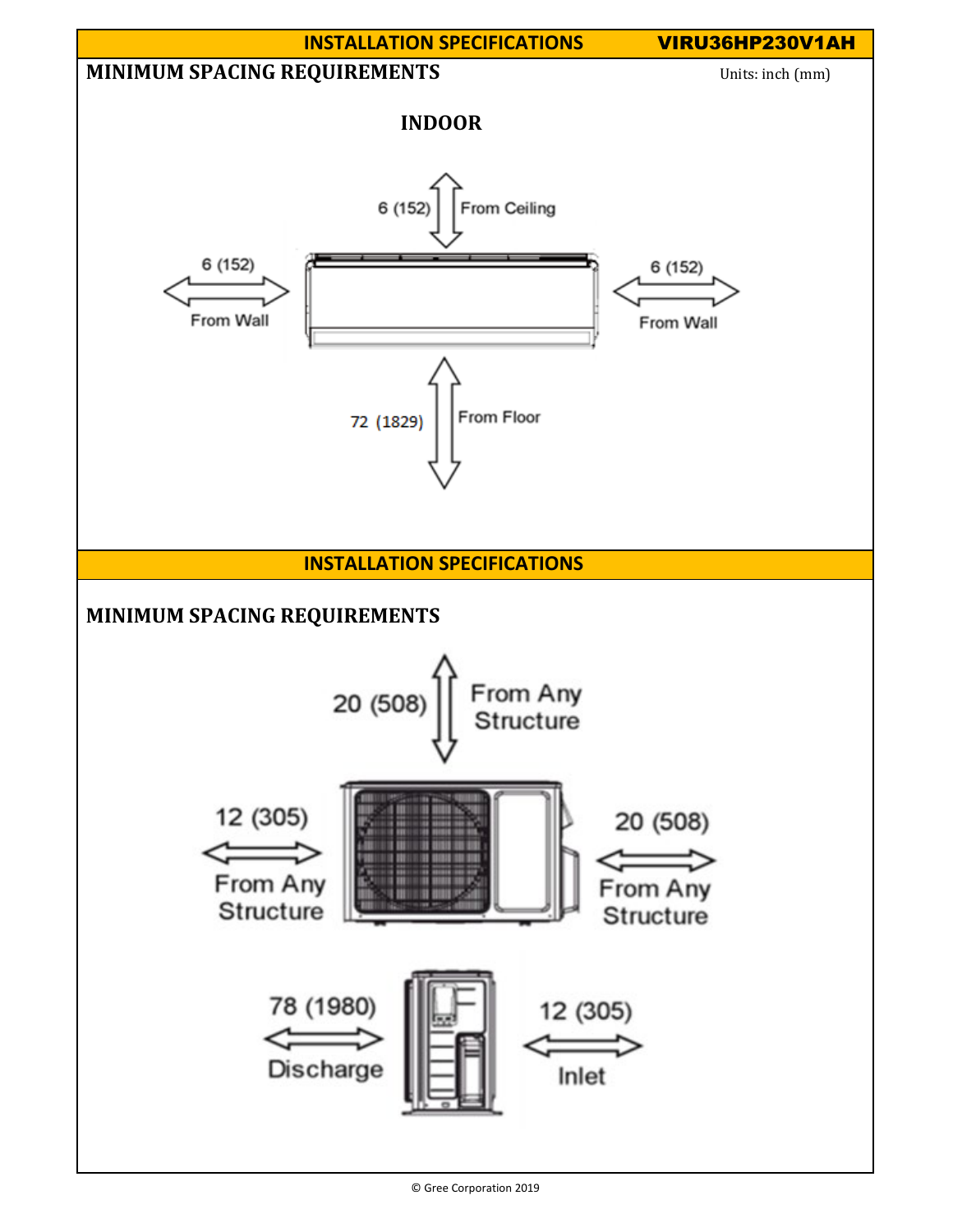## INSTALLATION SPECIFICATIONS — VIRU36HP230V1AH

### MINIMUM SPACING REQUIREMENTS

Units: inch (mm)

**INDOOR**

6 (152) From Ceiling

6 (152) From Wall

6 (152) From Wall

72 (1829) From Floor

## INSTALLATION SPECIFICATIONS

### MINIMUM SPACING REQUIREMENTS

20 (508) From Any Structure

12 (305) From Any Structure

20 (508) From Any Structure

78 (1980) Discharge

12 (305) Inlet

© Gree Corporation 2019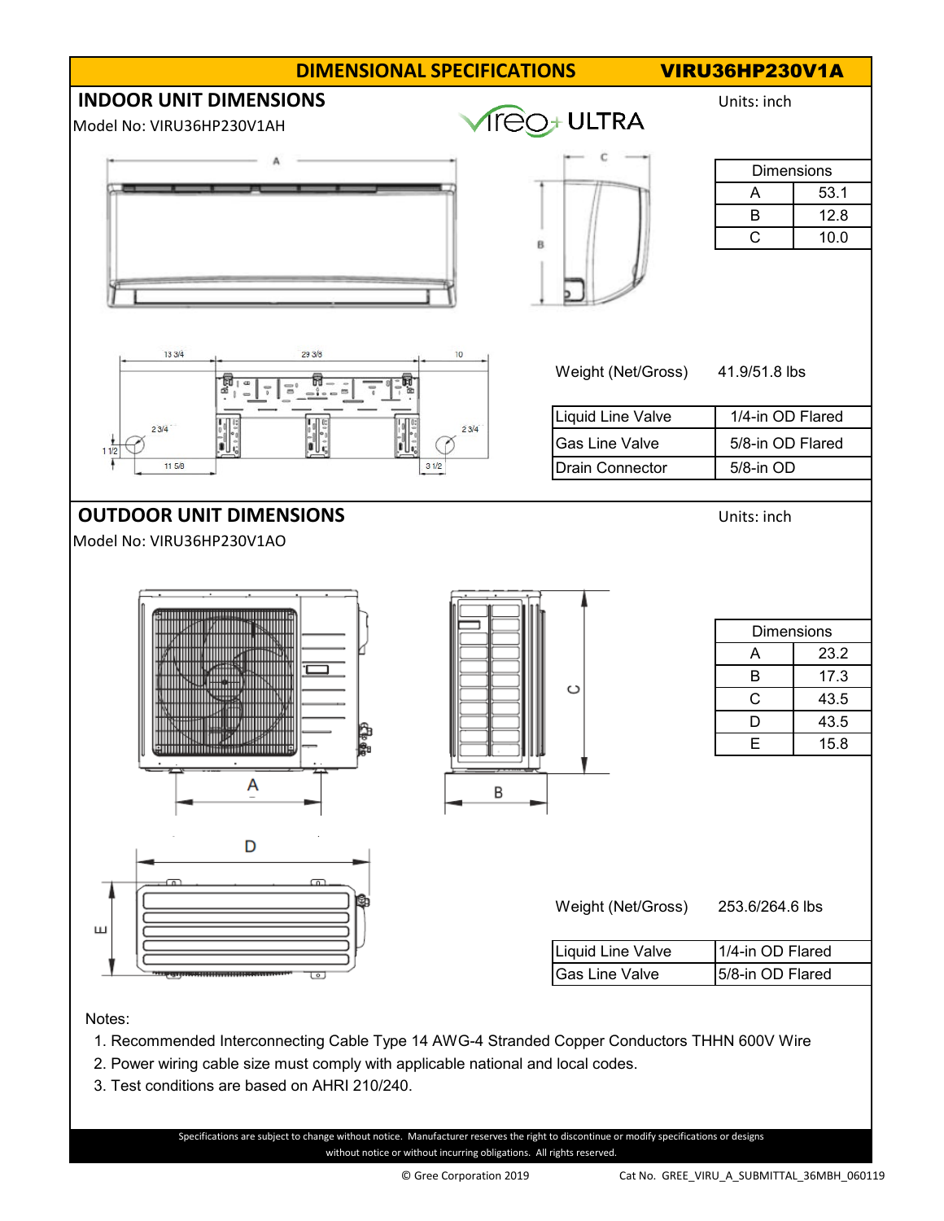# DIMENSIONAL SPECIFICATIONS VIRU36HP230V1A

## INDOOR UNIT DIMENSIONS

Model No: VIRU36HP230V1AH

Vireo+ ULTRA

Units: inch

A

C

B

13 3/4

29 3/8

10

2 3/4

2 3/4

1 1/2

11 5/8

3 1/2

| Dimensions | |
|---|---|
| A | 53.1 |
| B | 12.8 |
| C | 10.0 |

Weight (Net/Gross) 41.9/51.8 lbs

| | |
|---|---|
| Liquid Line Valve | 1/4-in OD Flared |
| Gas Line Valve | 5/8-in OD Flared |
| Drain Connector | 5/8-in OD |

## OUTDOOR UNIT DIMENSIONS

Model No: VIRU36HP230V1AO

Units: inch

A

B

C

D

E

| Dimensions | |
|---|---|
| A | 23.2 |
| B | 17.3 |
| C | 43.5 |
| D | 43.5 |
| E | 15.8 |

Weight (Net/Gross) 253.6/264.6 lbs

| | |
|---|---|
| Liquid Line Valve | 1/4-in OD Flared |
| Gas Line Valve | 5/8-in OD Flared |

Notes:

1. Recommended Interconnecting Cable Type 14 AWG-4 Stranded Copper Conductors THHN 600V Wire
2. Power wiring cable size must comply with applicable national and local codes.
3. Test conditions are based on AHRI 210/240.

Specifications are subject to change without notice. Manufacturer reserves the right to discontinue or modify specifications or designs without notice or without incurring obligations. All rights reserved.

© Gree Corporation 2019

Cat No. GREE_VIRU_A_SUBMITTAL_36MBH_060119